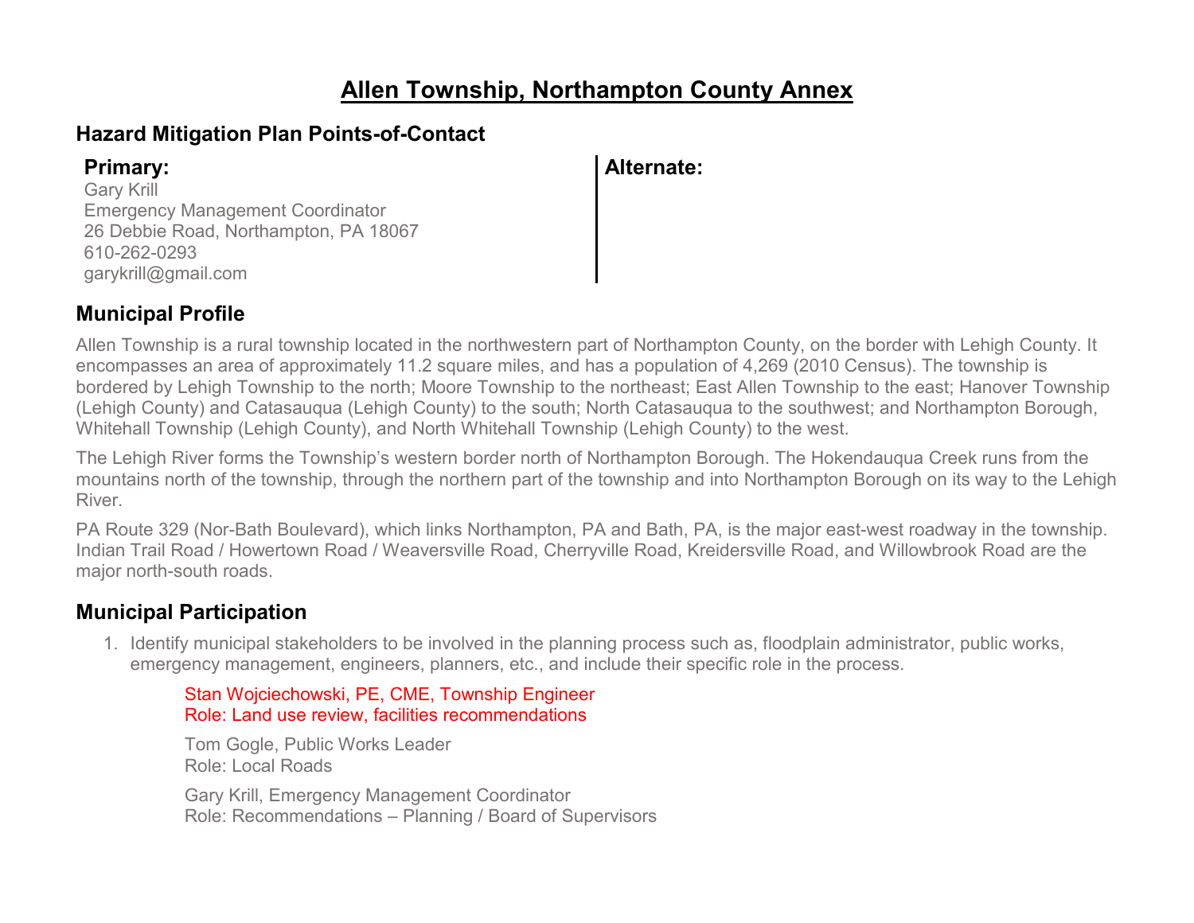# Allen Township, Northampton County Annex

## Hazard Mitigation Plan Points-of-Contact

**Primary:**
Gary Krill
Emergency Management Coordinator
26 Debbie Road, Northampton, PA 18067
610-262-0293
garykrill@gmail.com

**Alternate:**

## Municipal Profile

Allen Township is a rural township located in the northwestern part of Northampton County, on the border with Lehigh County. It encompasses an area of approximately 11.2 square miles, and has a population of 4,269 (2010 Census). The township is bordered by Lehigh Township to the north; Moore Township to the northeast; East Allen Township to the east; Hanover Township (Lehigh County) and Catasauqua (Lehigh County) to the south; North Catasauqua to the southwest; and Northampton Borough, Whitehall Township (Lehigh County), and North Whitehall Township (Lehigh County) to the west.

The Lehigh River forms the Township's western border north of Northampton Borough. The Hokendauqua Creek runs from the mountains north of the township, through the northern part of the township and into Northampton Borough on its way to the Lehigh River.

PA Route 329 (Nor-Bath Boulevard), which links Northampton, PA and Bath, PA, is the major east-west roadway in the township. Indian Trail Road / Howertown Road / Weaversville Road, Cherryville Road, Kreidersville Road, and Willowbrook Road are the major north-south roads.

## Municipal Participation

1. Identify municipal stakeholders to be involved in the planning process such as, floodplain administrator, public works, emergency management, engineers, planners, etc., and include their specific role in the process.

   Stan Wojciechowski, PE, CME, Township Engineer
   Role: Land use review, facilities recommendations

   Tom Gogle, Public Works Leader
   Role: Local Roads

   Gary Krill, Emergency Management Coordinator
   Role: Recommendations – Planning / Board of Supervisors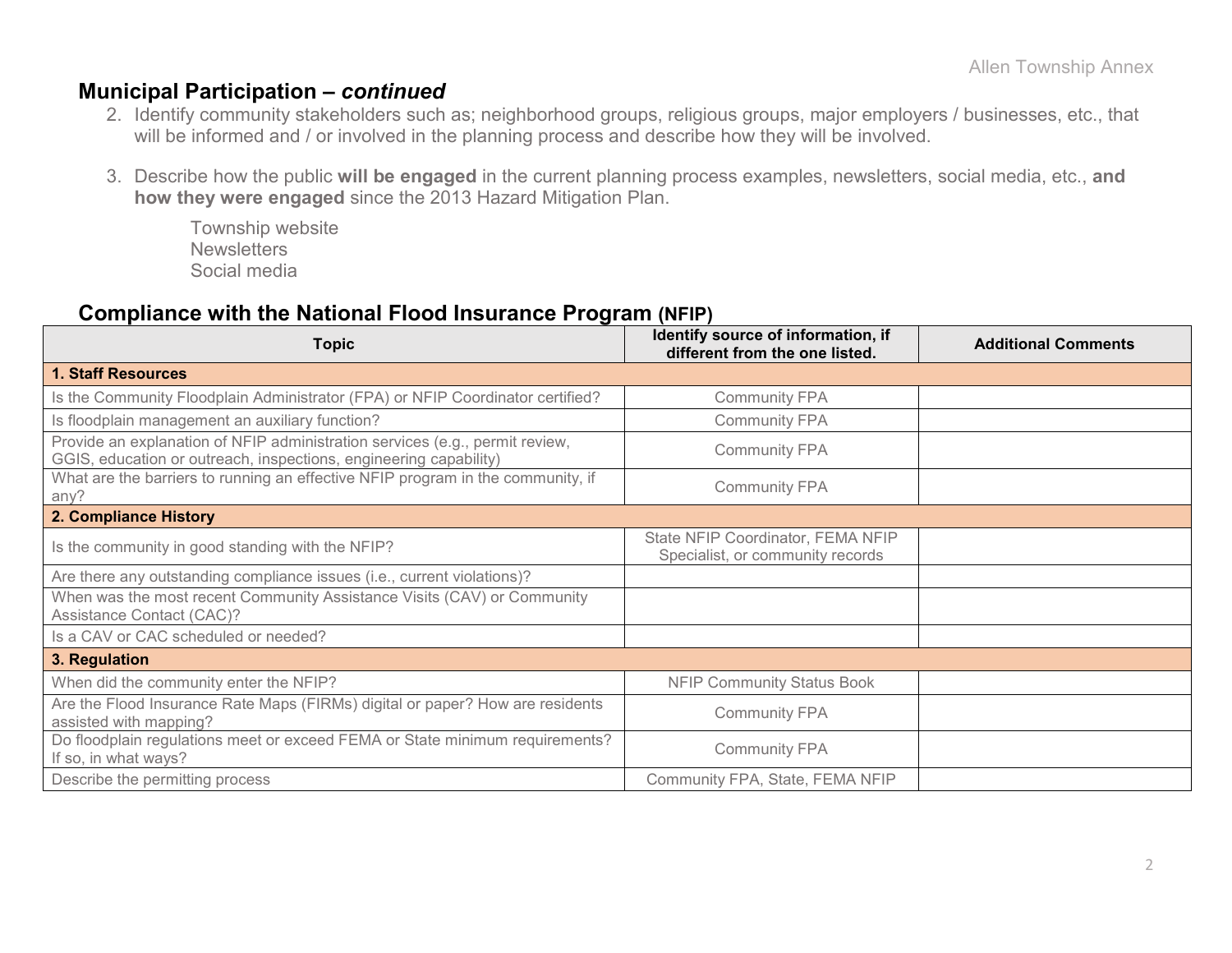## Municipal Participation – *continued*

2. Identify community stakeholders such as; neighborhood groups, religious groups, major employers / businesses, etc., that will be informed and / or involved in the planning process and describe how they will be involved.

3. Describe how the public **will be engaged** in the current planning process examples, newsletters, social media, etc., **and how they were engaged** since the 2013 Hazard Mitigation Plan.

   Township website
   Newsletters
   Social media

## Compliance with the National Flood Insurance Program (NFIP)

| Topic | Identify source of information, if different from the one listed. | Additional Comments |
|---|---|---|
| **1. Staff Resources** | | |
| Is the Community Floodplain Administrator (FPA) or NFIP Coordinator certified? | Community FPA | |
| Is floodplain management an auxiliary function? | Community FPA | |
| Provide an explanation of NFIP administration services (e.g., permit review, GGIS, education or outreach, inspections, engineering capability) | Community FPA | |
| What are the barriers to running an effective NFIP program in the community, if any? | Community FPA | |
| **2. Compliance History** | | |
| Is the community in good standing with the NFIP? | State NFIP Coordinator, FEMA NFIP Specialist, or community records | |
| Are there any outstanding compliance issues (i.e., current violations)? | | |
| When was the most recent Community Assistance Visits (CAV) or Community Assistance Contact (CAC)? | | |
| Is a CAV or CAC scheduled or needed? | | |
| **3. Regulation** | | |
| When did the community enter the NFIP? | NFIP Community Status Book | |
| Are the Flood Insurance Rate Maps (FIRMs) digital or paper? How are residents assisted with mapping? | Community FPA | |
| Do floodplain regulations meet or exceed FEMA or State minimum requirements? If so, in what ways? | Community FPA | |
| Describe the permitting process | Community FPA, State, FEMA NFIP | |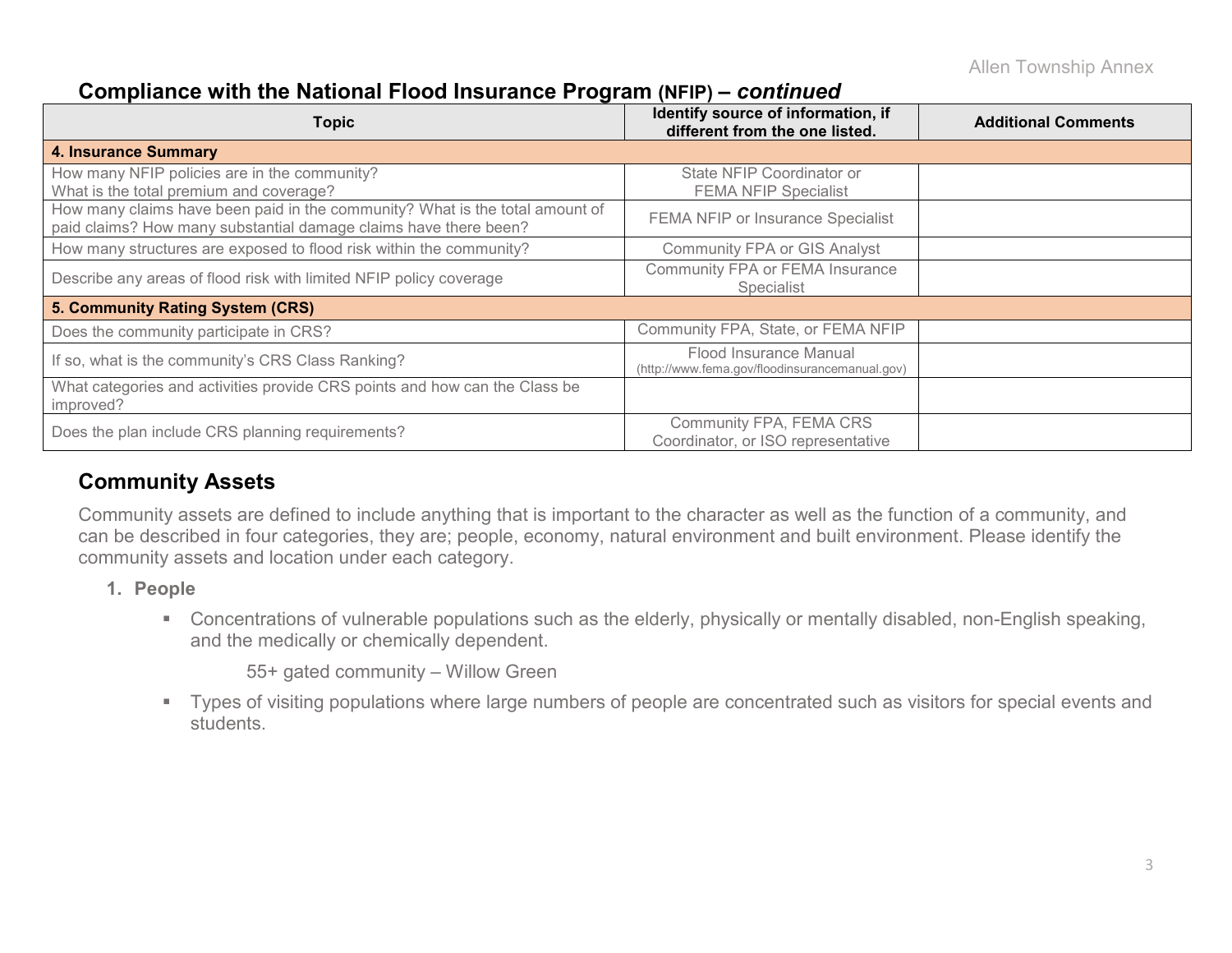## Compliance with the National Flood Insurance Program (NFIP) – *continued*

| Topic | Identify source of information, if different from the one listed. | Additional Comments |
|---|---|---|
| **4. Insurance Summary** | | |
| How many NFIP policies are in the community? What is the total premium and coverage? | State NFIP Coordinator or FEMA NFIP Specialist | |
| How many claims have been paid in the community? What is the total amount of paid claims? How many substantial damage claims have there been? | FEMA NFIP or Insurance Specialist | |
| How many structures are exposed to flood risk within the community? | Community FPA or GIS Analyst | |
| Describe any areas of flood risk with limited NFIP policy coverage | Community FPA or FEMA Insurance Specialist | |
| **5. Community Rating System (CRS)** | | |
| Does the community participate in CRS? | Community FPA, State, or FEMA NFIP | |
| If so, what is the community's CRS Class Ranking? | Flood Insurance Manual (http://www.fema.gov/floodinsurancemanual.gov) | |
| What categories and activities provide CRS points and how can the Class be improved? | | |
| Does the plan include CRS planning requirements? | Community FPA, FEMA CRS Coordinator, or ISO representative | |

## Community Assets

Community assets are defined to include anything that is important to the character as well as the function of a community, and can be described in four categories, they are; people, economy, natural environment and built environment. Please identify the community assets and location under each category.

1. **People**
   - Concentrations of vulnerable populations such as the elderly, physically or mentally disabled, non-English speaking, and the medically or chemically dependent.

     55+ gated community – Willow Green

   - Types of visiting populations where large numbers of people are concentrated such as visitors for special events and students.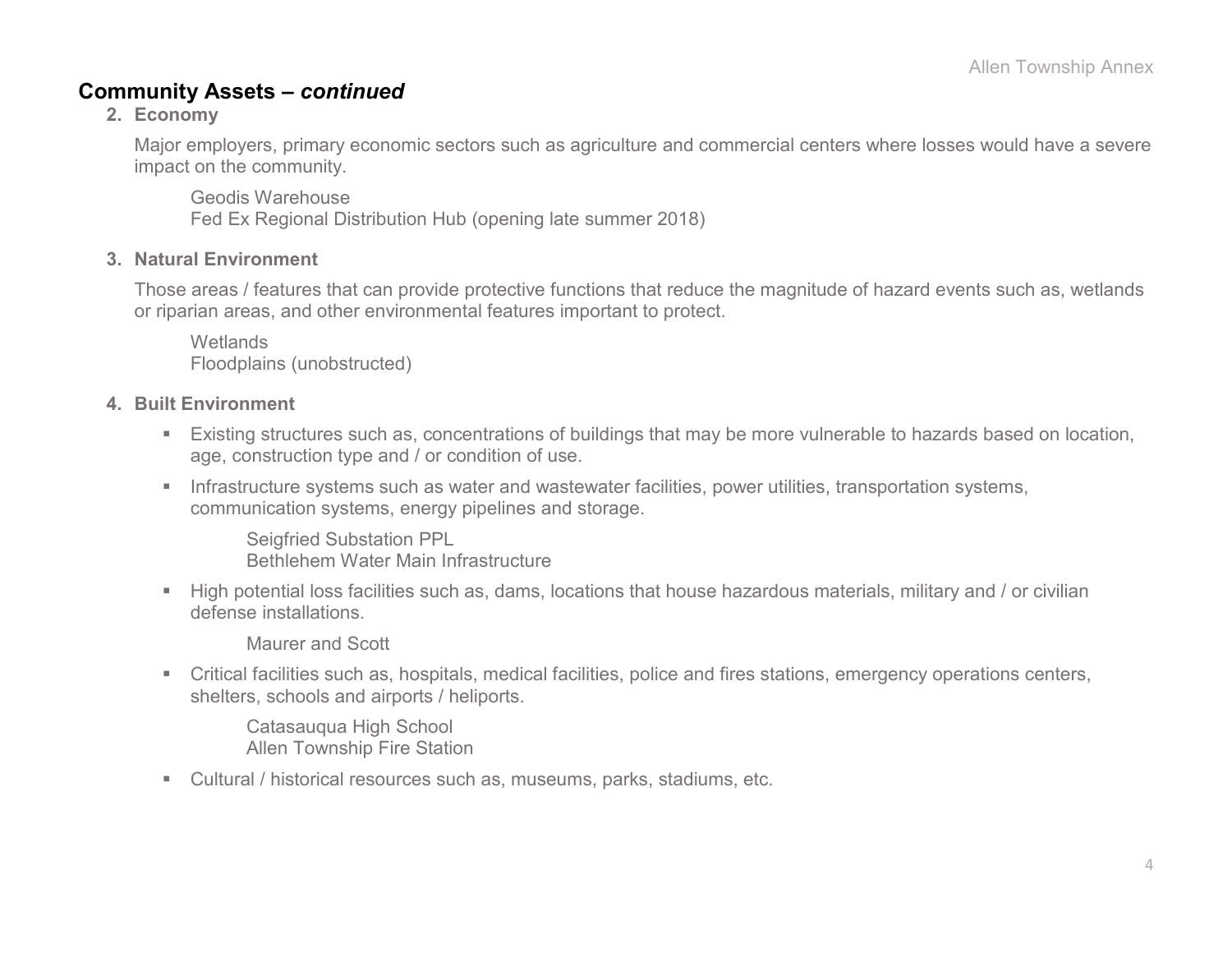## Community Assets – *continued*

**2. Economy**

Major employers, primary economic sectors such as agriculture and commercial centers where losses would have a severe impact on the community.

Geodis Warehouse
Fed Ex Regional Distribution Hub (opening late summer 2018)

**3. Natural Environment**

Those areas / features that can provide protective functions that reduce the magnitude of hazard events such as, wetlands or riparian areas, and other environmental features important to protect.

Wetlands
Floodplains (unobstructed)

**4. Built Environment**

- Existing structures such as, concentrations of buildings that may be more vulnerable to hazards based on location, age, construction type and / or condition of use.
- Infrastructure systems such as water and wastewater facilities, power utilities, transportation systems, communication systems, energy pipelines and storage.

  Seigfried Substation PPL
  Bethlehem Water Main Infrastructure

- High potential loss facilities such as, dams, locations that house hazardous materials, military and / or civilian defense installations.

  Maurer and Scott

- Critical facilities such as, hospitals, medical facilities, police and fires stations, emergency operations centers, shelters, schools and airports / heliports.

  Catasauqua High School
  Allen Township Fire Station

- Cultural / historical resources such as, museums, parks, stadiums, etc.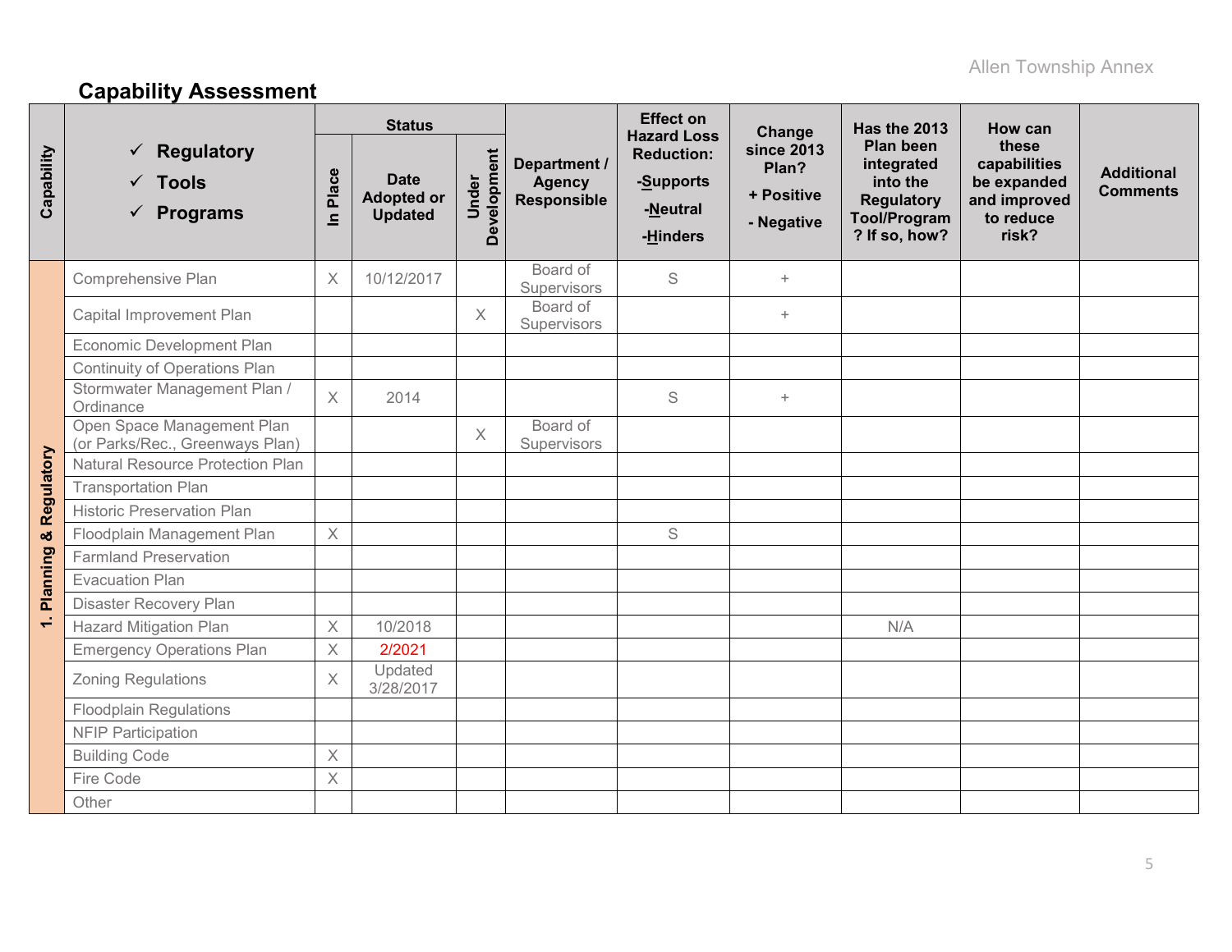## Capability Assessment

| Capability | ✓ Regulatory ✓ Tools ✓ Programs | Status | | | Department / Agency Responsible | Effect on Hazard Loss Reduction: -Supports -Neutral -Hinders | Change since 2013 Plan? + Positive - Negative | Has the 2013 Plan been integrated into the Regulatory Tool/Program? If so, how? | How can these capabilities be expanded and improved to reduce risk? | Additional Comments |
|---|---|---|---|---|---|---|---|---|---|---|
| | | In Place | Date Adopted or Updated | Under Development | | | | | | |
| 1. Planning & Regulatory | Comprehensive Plan | X | 10/12/2017 | | Board of Supervisors | S | + | | | |
| | Capital Improvement Plan | | | X | Board of Supervisors | | + | | | |
| | Economic Development Plan | | | | | | | | | |
| | Continuity of Operations Plan | | | | | | | | | |
| | Stormwater Management Plan / Ordinance | X | 2014 | | | S | + | | | |
| | Open Space Management Plan (or Parks/Rec., Greenways Plan) | | | X | Board of Supervisors | | | | | |
| | Natural Resource Protection Plan | | | | | | | | | |
| | Transportation Plan | | | | | | | | | |
| | Historic Preservation Plan | | | | | | | | | |
| | Floodplain Management Plan | X | | | | S | | | | |
| | Farmland Preservation | | | | | | | | | |
| | Evacuation Plan | | | | | | | | | |
| | Disaster Recovery Plan | | | | | | | | | |
| | Hazard Mitigation Plan | X | 10/2018 | | | | | N/A | | |
| | Emergency Operations Plan | X | 2/2021 | | | | | | | |
| | Zoning Regulations | X | Updated 3/28/2017 | | | | | | | |
| | Floodplain Regulations | | | | | | | | | |
| | NFIP Participation | | | | | | | | | |
| | Building Code | X | | | | | | | | |
| | Fire Code | X | | | | | | | | |
| | Other | | | | | | | | | |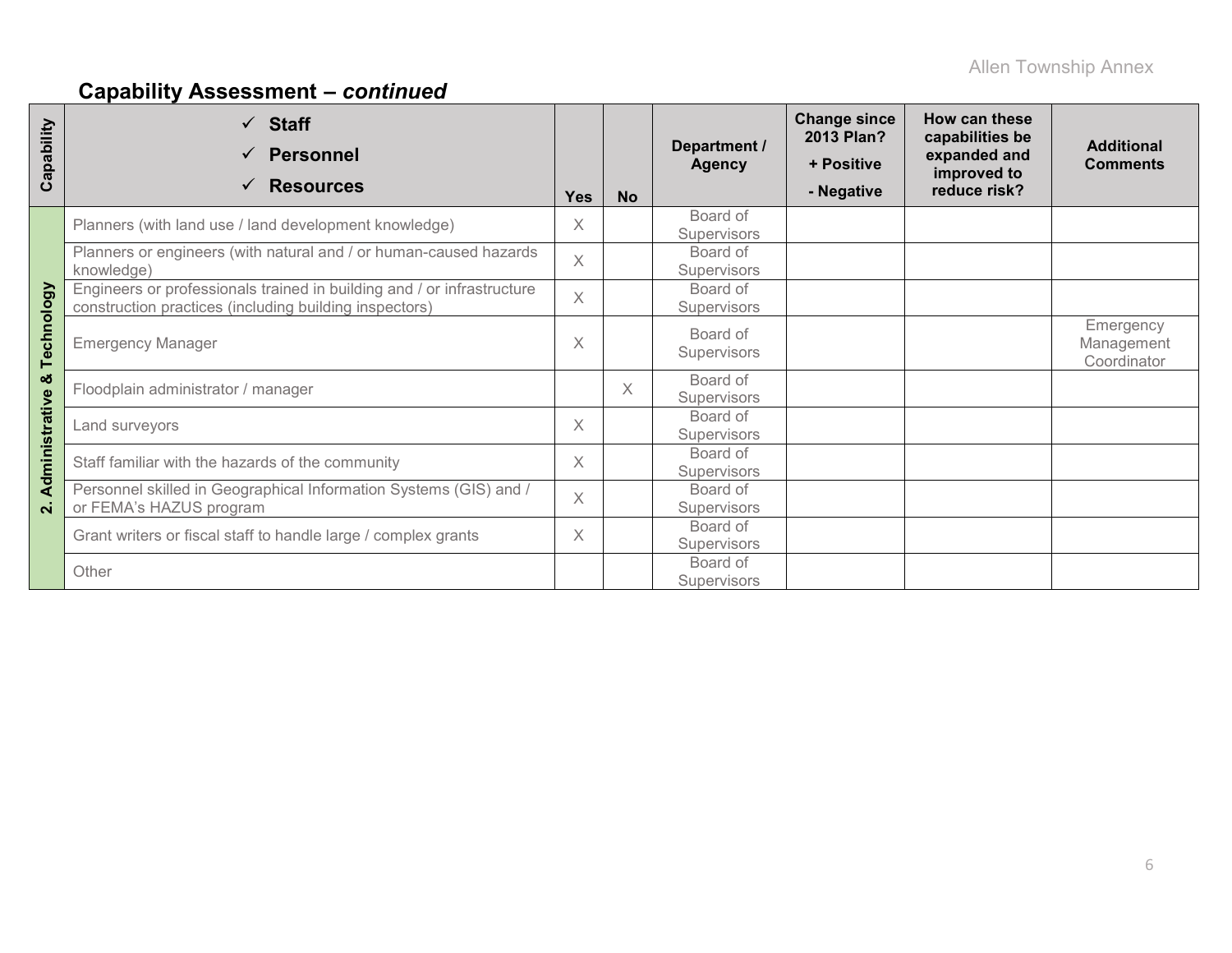## Capability Assessment – *continued*

| Capability | ✓ Staff<br>✓ Personnel<br>✓ Resources | Yes | No | Department / Agency | Change since 2013 Plan?<br>+ Positive<br>- Negative | How can these capabilities be expanded and improved to reduce risk? | Additional Comments |
|---|---|---|---|---|---|---|---|
| 2. Administrative & Technology | Planners (with land use / land development knowledge) | X | | Board of Supervisors | | | |
| | Planners or engineers (with natural and / or human-caused hazards knowledge) | X | | Board of Supervisors | | | |
| | Engineers or professionals trained in building and / or infrastructure construction practices (including building inspectors) | X | | Board of Supervisors | | | |
| | Emergency Manager | X | | Board of Supervisors | | | Emergency Management Coordinator |
| | Floodplain administrator / manager | | X | Board of Supervisors | | | |
| | Land surveyors | X | | Board of Supervisors | | | |
| | Staff familiar with the hazards of the community | X | | Board of Supervisors | | | |
| | Personnel skilled in Geographical Information Systems (GIS) and / or FEMA's HAZUS program | X | | Board of Supervisors | | | |
| | Grant writers or fiscal staff to handle large / complex grants | X | | Board of Supervisors | | | |
| | Other | | | Board of Supervisors | | | |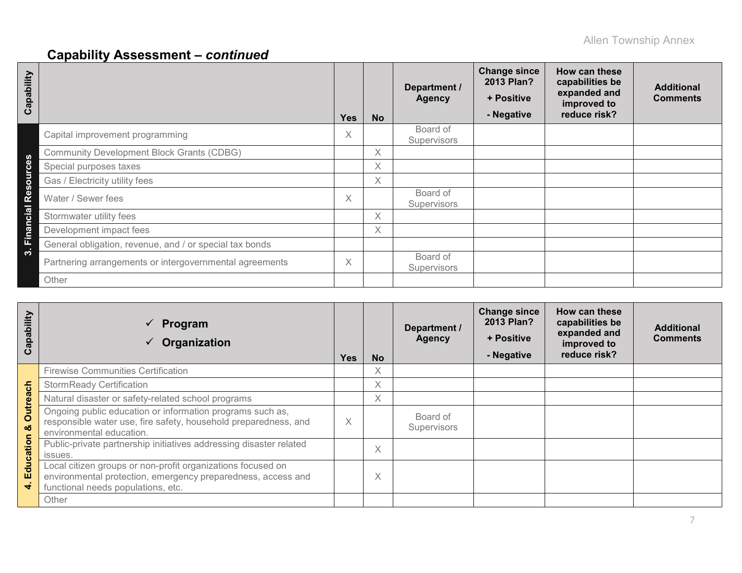## Capability Assessment – *continued*

| Capability | | Yes | No | Department / Agency | Change since 2013 Plan? + Positive - Negative | How can these capabilities be expanded and improved to reduce risk? | Additional Comments |
|---|---|---|---|---|---|---|---|
| 3. Financial Resources | Capital improvement programming | X | | Board of Supervisors | | | |
| | Community Development Block Grants (CDBG) | | X | | | | |
| | Special purposes taxes | | X | | | | |
| | Gas / Electricity utility fees | | X | | | | |
| | Water / Sewer fees | X | | Board of Supervisors | | | |
| | Stormwater utility fees | | X | | | | |
| | Development impact fees | | X | | | | |
| | General obligation, revenue, and / or special tax bonds | | | | | | |
| | Partnering arrangements or intergovernmental agreements | X | | Board of Supervisors | | | |
| | Other | | | | | | |

| Capability | ✓ Program ✓ Organization | Yes | No | Department / Agency | Change since 2013 Plan? + Positive - Negative | How can these capabilities be expanded and improved to reduce risk? | Additional Comments |
|---|---|---|---|---|---|---|---|
| 4. Education & Outreach | Firewise Communities Certification | | X | | | | |
| | StormReady Certification | | X | | | | |
| | Natural disaster or safety-related school programs | | X | | | | |
| | Ongoing public education or information programs such as, responsible water use, fire safety, household preparedness, and environmental education. | X | | Board of Supervisors | | | |
| | Public-private partnership initiatives addressing disaster related issues. | | X | | | | |
| | Local citizen groups or non-profit organizations focused on environmental protection, emergency preparedness, access and functional needs populations, etc. | | X | | | | |
| | Other | | | | | | |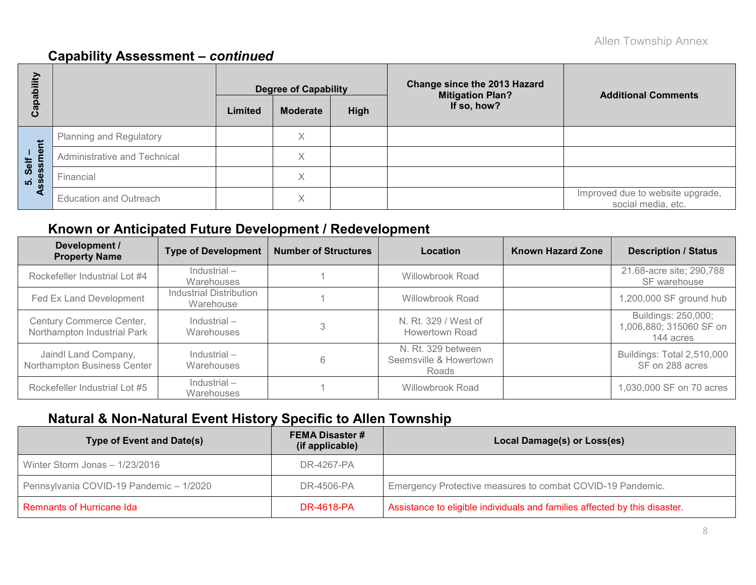## Capability Assessment – *continued*

| Capability | | Degree of Capability | | | Change since the 2013 Hazard Mitigation Plan? If so, how? | Additional Comments |
|---|---|---|---|---|---|---|
| | | Limited | Moderate | High | | |
| 5. Self – Assessment | Planning and Regulatory | | X | | | |
| | Administrative and Technical | | X | | | |
| | Financial | | X | | | |
| | Education and Outreach | | X | | | Improved due to website upgrade, social media, etc. |

## Known or Anticipated Future Development / Redevelopment

| Development / Property Name | Type of Development | Number of Structures | Location | Known Hazard Zone | Description / Status |
|---|---|---|---|---|---|
| Rockefeller Industrial Lot #4 | Industrial – Warehouses | 1 | Willowbrook Road | | 21.68-acre site; 290,788 SF warehouse |
| Fed Ex Land Development | Industrial Distribution Warehouse | 1 | Willowbrook Road | | 1,200,000 SF ground hub |
| Century Commerce Center, Northampton Industrial Park | Industrial – Warehouses | 3 | N. Rt. 329 / West of Howertown Road | | Buildings: 250,000; 1,006,880; 315060 SF on 144 acres |
| Jaindl Land Company, Northampton Business Center | Industrial – Warehouses | 6 | N. Rt. 329 between Seemsville & Howertown Roads | | Buildings: Total 2,510,000 SF on 288 acres |
| Rockefeller Industrial Lot #5 | Industrial – Warehouses | 1 | Willowbrook Road | | 1,030,000 SF on 70 acres |

## Natural & Non-Natural Event History Specific to Allen Township

| Type of Event and Date(s) | FEMA Disaster # (if applicable) | Local Damage(s) or Loss(es) |
|---|---|---|
| Winter Storm Jonas – 1/23/2016 | DR-4267-PA | |
| Pennsylvania COVID-19 Pandemic – 1/2020 | DR-4506-PA | Emergency Protective measures to combat COVID-19 Pandemic. |
| Remnants of Hurricane Ida | DR-4618-PA | Assistance to eligible individuals and families affected by this disaster. |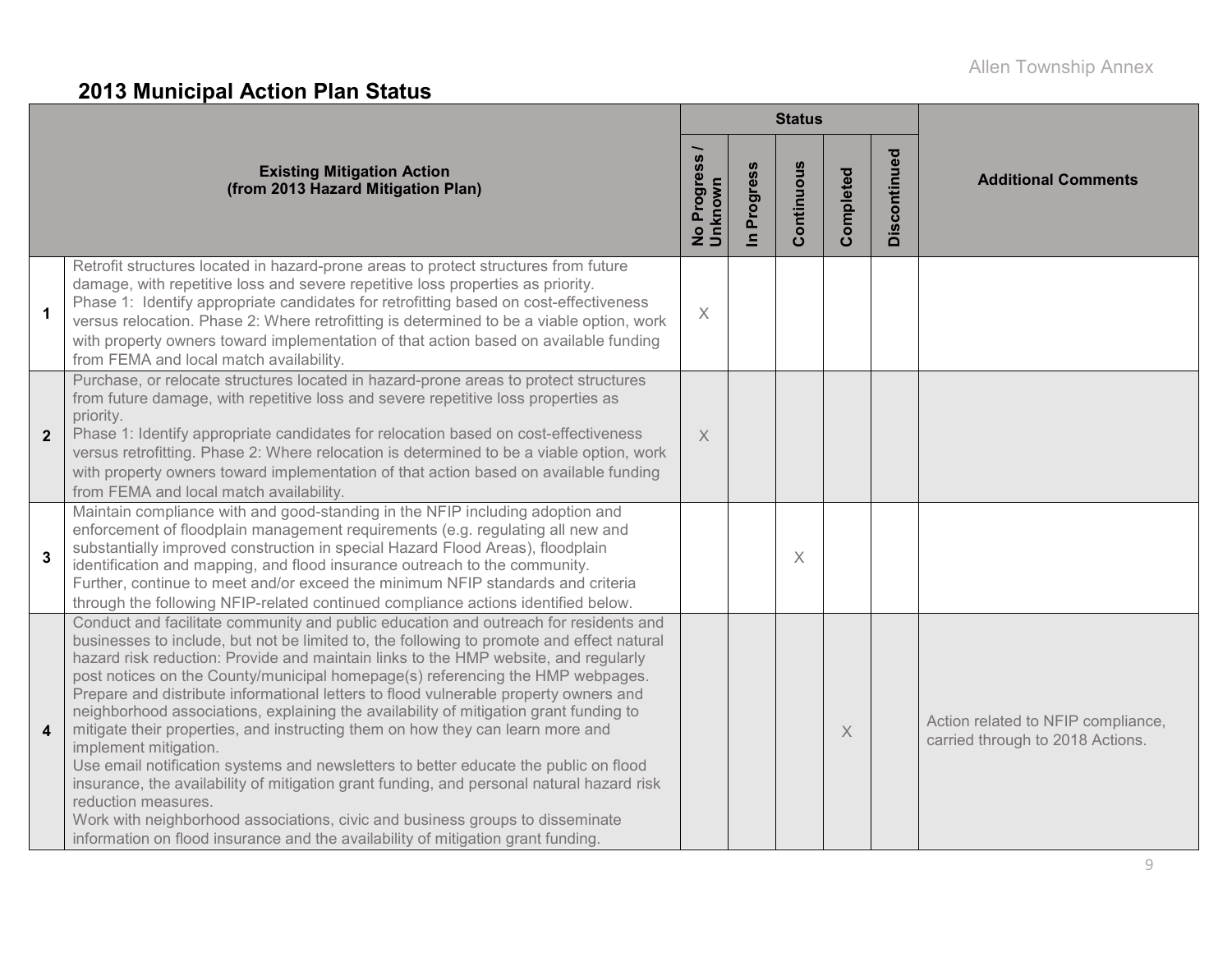## 2013 Municipal Action Plan Status

| | Existing Mitigation Action (from 2013 Hazard Mitigation Plan) | Status | | | | | Additional Comments |
|---|---|---|---|---|---|---|---|
| | | No Progress / Unknown | In Progress | Continuous | Completed | Discontinued | |
| 1 | Retrofit structures located in hazard-prone areas to protect structures from future damage, with repetitive loss and severe repetitive loss properties as priority. Phase 1: Identify appropriate candidates for retrofitting based on cost-effectiveness versus relocation. Phase 2: Where retrofitting is determined to be a viable option, work with property owners toward implementation of that action based on available funding from FEMA and local match availability. | X | | | | | |
| 2 | Purchase, or relocate structures located in hazard-prone areas to protect structures from future damage, with repetitive loss and severe repetitive loss properties as priority. Phase 1: Identify appropriate candidates for relocation based on cost-effectiveness versus retrofitting. Phase 2: Where relocation is determined to be a viable option, work with property owners toward implementation of that action based on available funding from FEMA and local match availability. | X | | | | | |
| 3 | Maintain compliance with and good-standing in the NFIP including adoption and enforcement of floodplain management requirements (e.g. regulating all new and substantially improved construction in special Hazard Flood Areas), floodplain identification and mapping, and flood insurance outreach to the community. Further, continue to meet and/or exceed the minimum NFIP standards and criteria through the following NFIP-related continued compliance actions identified below. | | | X | | | |
| 4 | Conduct and facilitate community and public education and outreach for residents and businesses to include, but not be limited to, the following to promote and effect natural hazard risk reduction: Provide and maintain links to the HMP website, and regularly post notices on the County/municipal homepage(s) referencing the HMP webpages. Prepare and distribute informational letters to flood vulnerable property owners and neighborhood associations, explaining the availability of mitigation grant funding to mitigate their properties, and instructing them on how they can learn more and implement mitigation. Use email notification systems and newsletters to better educate the public on flood insurance, the availability of mitigation grant funding, and personal natural hazard risk reduction measures. Work with neighborhood associations, civic and business groups to disseminate information on flood insurance and the availability of mitigation grant funding. | | | | X | | Action related to NFIP compliance, carried through to 2018 Actions. |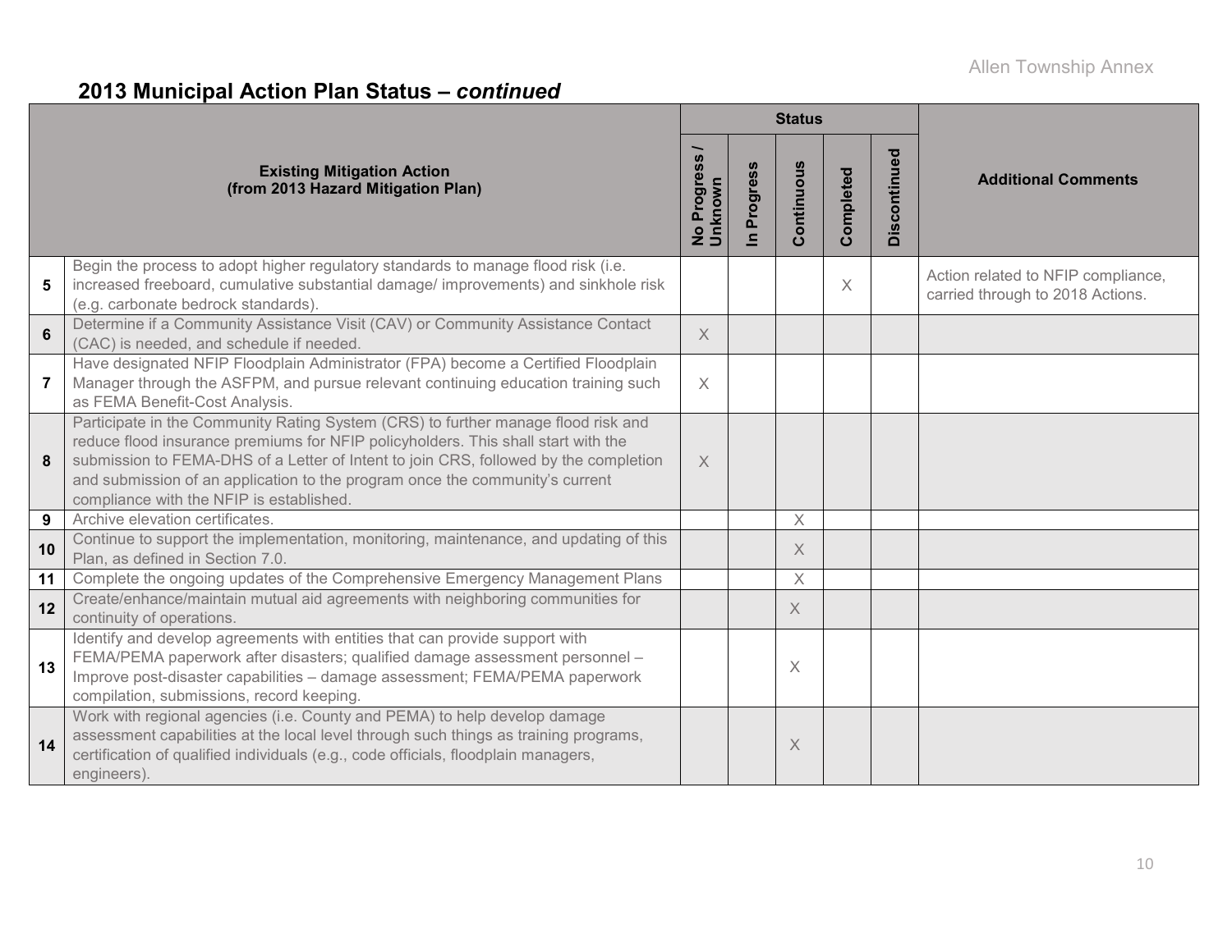## 2013 Municipal Action Plan Status – *continued*

| | Existing Mitigation Action (from 2013 Hazard Mitigation Plan) | Status | | | | | Additional Comments |
|---|---|---|---|---|---|---|---|
| | | No Progress / Unknown | In Progress | Continuous | Completed | Discontinued | |
| **5** | Begin the process to adopt higher regulatory standards to manage flood risk (i.e. increased freeboard, cumulative substantial damage/ improvements) and sinkhole risk (e.g. carbonate bedrock standards). | | | | X | | Action related to NFIP compliance, carried through to 2018 Actions. |
| **6** | Determine if a Community Assistance Visit (CAV) or Community Assistance Contact (CAC) is needed, and schedule if needed. | X | | | | | |
| **7** | Have designated NFIP Floodplain Administrator (FPA) become a Certified Floodplain Manager through the ASFPM, and pursue relevant continuing education training such as FEMA Benefit-Cost Analysis. | X | | | | | |
| **8** | Participate in the Community Rating System (CRS) to further manage flood risk and reduce flood insurance premiums for NFIP policyholders. This shall start with the submission to FEMA-DHS of a Letter of Intent to join CRS, followed by the completion and submission of an application to the program once the community's current compliance with the NFIP is established. | X | | | | | |
| **9** | Archive elevation certificates. | | | X | | | |
| **10** | Continue to support the implementation, monitoring, maintenance, and updating of this Plan, as defined in Section 7.0. | | | X | | | |
| **11** | Complete the ongoing updates of the Comprehensive Emergency Management Plans | | | X | | | |
| **12** | Create/enhance/maintain mutual aid agreements with neighboring communities for continuity of operations. | | | X | | | |
| **13** | Identify and develop agreements with entities that can provide support with FEMA/PEMA paperwork after disasters; qualified damage assessment personnel – Improve post-disaster capabilities – damage assessment; FEMA/PEMA paperwork compilation, submissions, record keeping. | | | X | | | |
| **14** | Work with regional agencies (i.e. County and PEMA) to help develop damage assessment capabilities at the local level through such things as training programs, certification of qualified individuals (e.g., code officials, floodplain managers, engineers). | | | X | | | |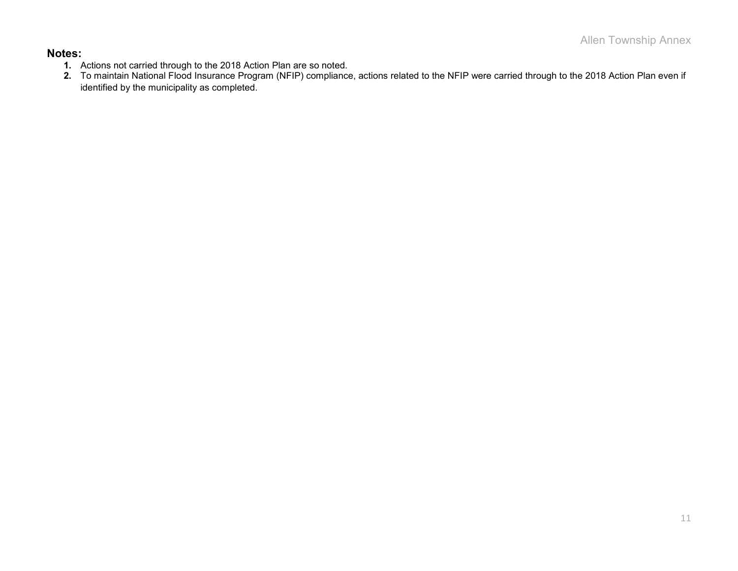**Notes:**

1. Actions not carried through to the 2018 Action Plan are so noted.
2. To maintain National Flood Insurance Program (NFIP) compliance, actions related to the NFIP were carried through to the 2018 Action Plan even if identified by the municipality as completed.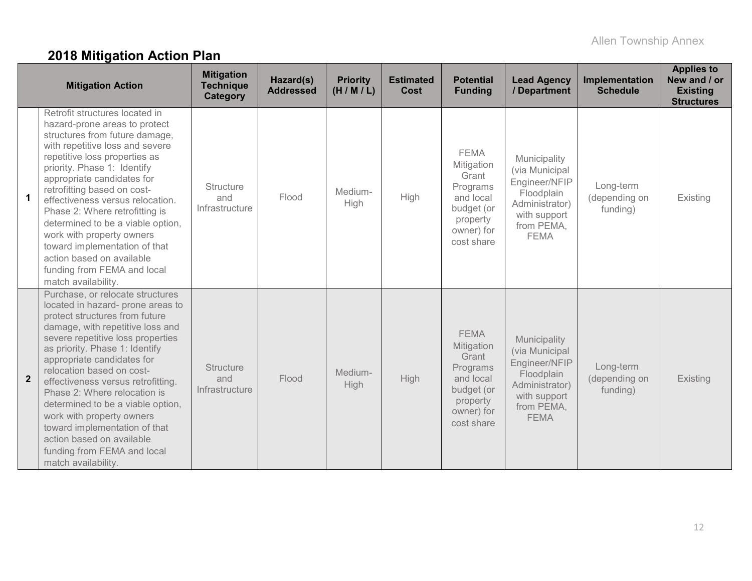## 2018 Mitigation Action Plan

| | Mitigation Action | Mitigation Technique Category | Hazard(s) Addressed | Priority (H / M / L) | Estimated Cost | Potential Funding | Lead Agency / Department | Implementation Schedule | Applies to New and / or Existing Structures |
|---|---|---|---|---|---|---|---|---|---|
| **1** | Retrofit structures located in hazard-prone areas to protect structures from future damage, with repetitive loss and severe repetitive loss properties as priority. Phase 1: Identify appropriate candidates for retrofitting based on cost-effectiveness versus relocation. Phase 2: Where retrofitting is determined to be a viable option, work with property owners toward implementation of that action based on available funding from FEMA and local match availability. | Structure and Infrastructure | Flood | Medium-High | High | FEMA Mitigation Grant Programs and local budget (or property owner) for cost share | Municipality (via Municipal Engineer/NFIP Floodplain Administrator) with support from PEMA, FEMA | Long-term (depending on funding) | Existing |
| **2** | Purchase, or relocate structures located in hazard- prone areas to protect structures from future damage, with repetitive loss and severe repetitive loss properties as priority. Phase 1: Identify appropriate candidates for relocation based on cost-effectiveness versus retrofitting. Phase 2: Where relocation is determined to be a viable option, work with property owners toward implementation of that action based on available funding from FEMA and local match availability. | Structure and Infrastructure | Flood | Medium-High | High | FEMA Mitigation Grant Programs and local budget (or property owner) for cost share | Municipality (via Municipal Engineer/NFIP Floodplain Administrator) with support from PEMA, FEMA | Long-term (depending on funding) | Existing |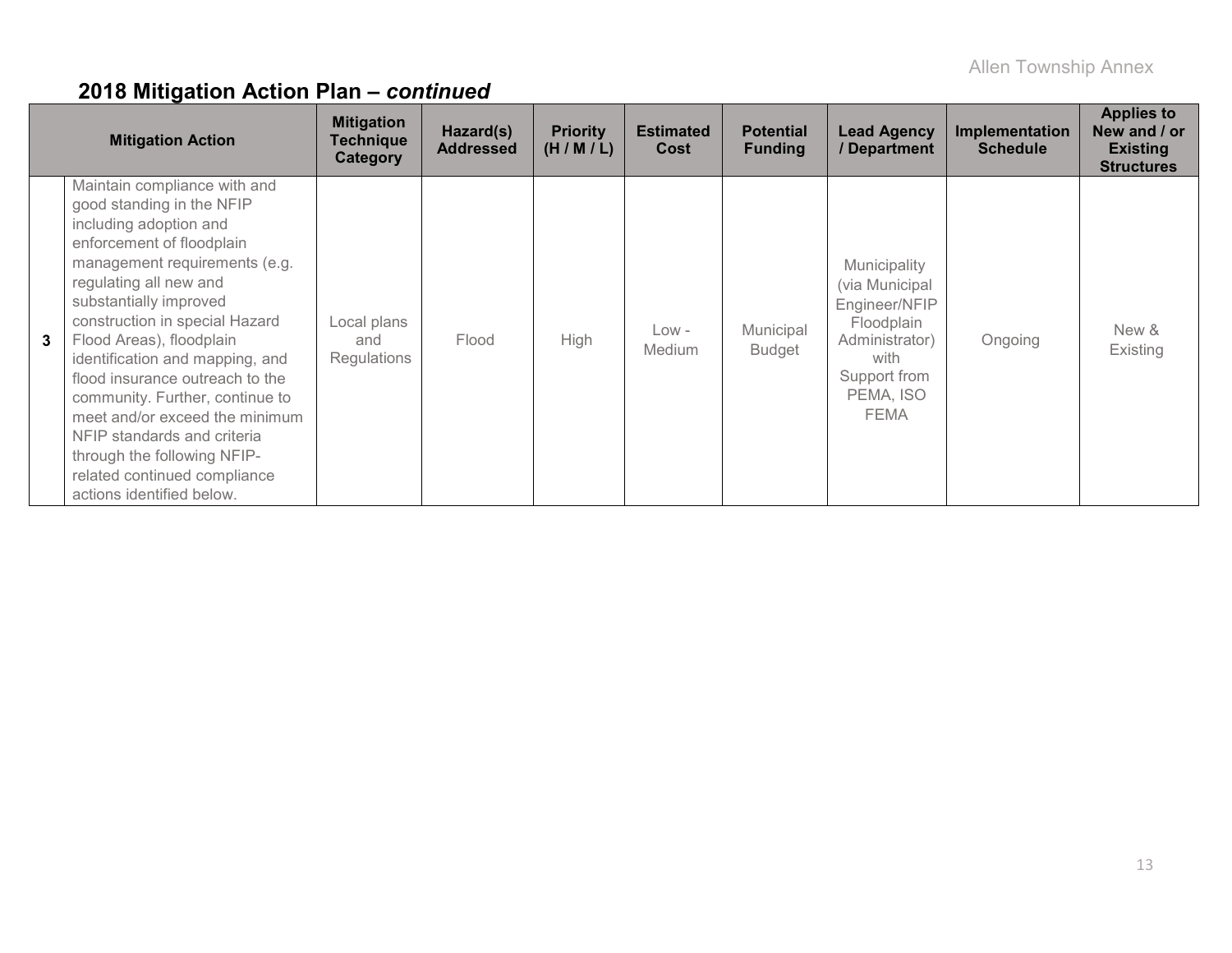## 2018 Mitigation Action Plan – *continued*

| | Mitigation Action | Mitigation Technique Category | Hazard(s) Addressed | Priority (H / M / L) | Estimated Cost | Potential Funding | Lead Agency / Department | Implementation Schedule | Applies to New and / or Existing Structures |
|---|---|---|---|---|---|---|---|---|---|
| 3 | Maintain compliance with and good standing in the NFIP including adoption and enforcement of floodplain management requirements (e.g. regulating all new and substantially improved construction in special Hazard Flood Areas), floodplain identification and mapping, and flood insurance outreach to the community. Further, continue to meet and/or exceed the minimum NFIP standards and criteria through the following NFIP-related continued compliance actions identified below. | Local plans and Regulations | Flood | High | Low - Medium | Municipal Budget | Municipality (via Municipal Engineer/NFIP Floodplain Administrator) with Support from PEMA, ISO FEMA | Ongoing | New & Existing |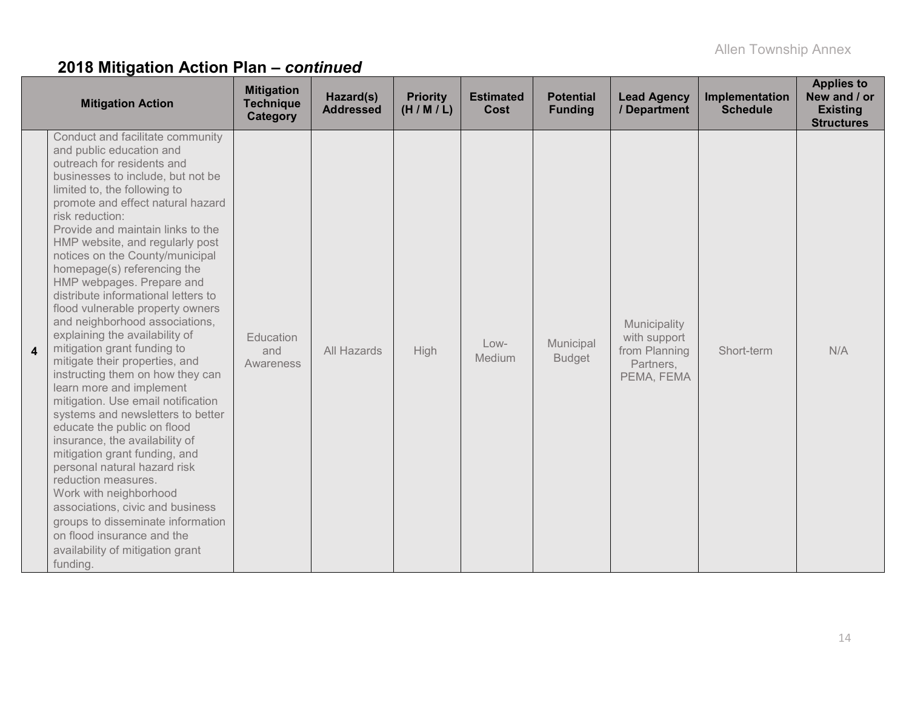## 2018 Mitigation Action Plan – *continued*

| | Mitigation Action | Mitigation Technique Category | Hazard(s) Addressed | Priority (H / M / L) | Estimated Cost | Potential Funding | Lead Agency / Department | Implementation Schedule | Applies to New and / or Existing Structures |
|---|---|---|---|---|---|---|---|---|---|
| 4 | Conduct and facilitate community and public education and outreach for residents and businesses to include, but not be limited to, the following to promote and effect natural hazard risk reduction: Provide and maintain links to the HMP website, and regularly post notices on the County/municipal homepage(s) referencing the HMP webpages. Prepare and distribute informational letters to flood vulnerable property owners and neighborhood associations, explaining the availability of mitigation grant funding to mitigate their properties, and instructing them on how they can learn more and implement mitigation. Use email notification systems and newsletters to better educate the public on flood insurance, the availability of mitigation grant funding, and personal natural hazard risk reduction measures. Work with neighborhood associations, civic and business groups to disseminate information on flood insurance and the availability of mitigation grant funding. | Education and Awareness | All Hazards | High | Low-Medium | Municipal Budget | Municipality with support from Planning Partners, PEMA, FEMA | Short-term | N/A |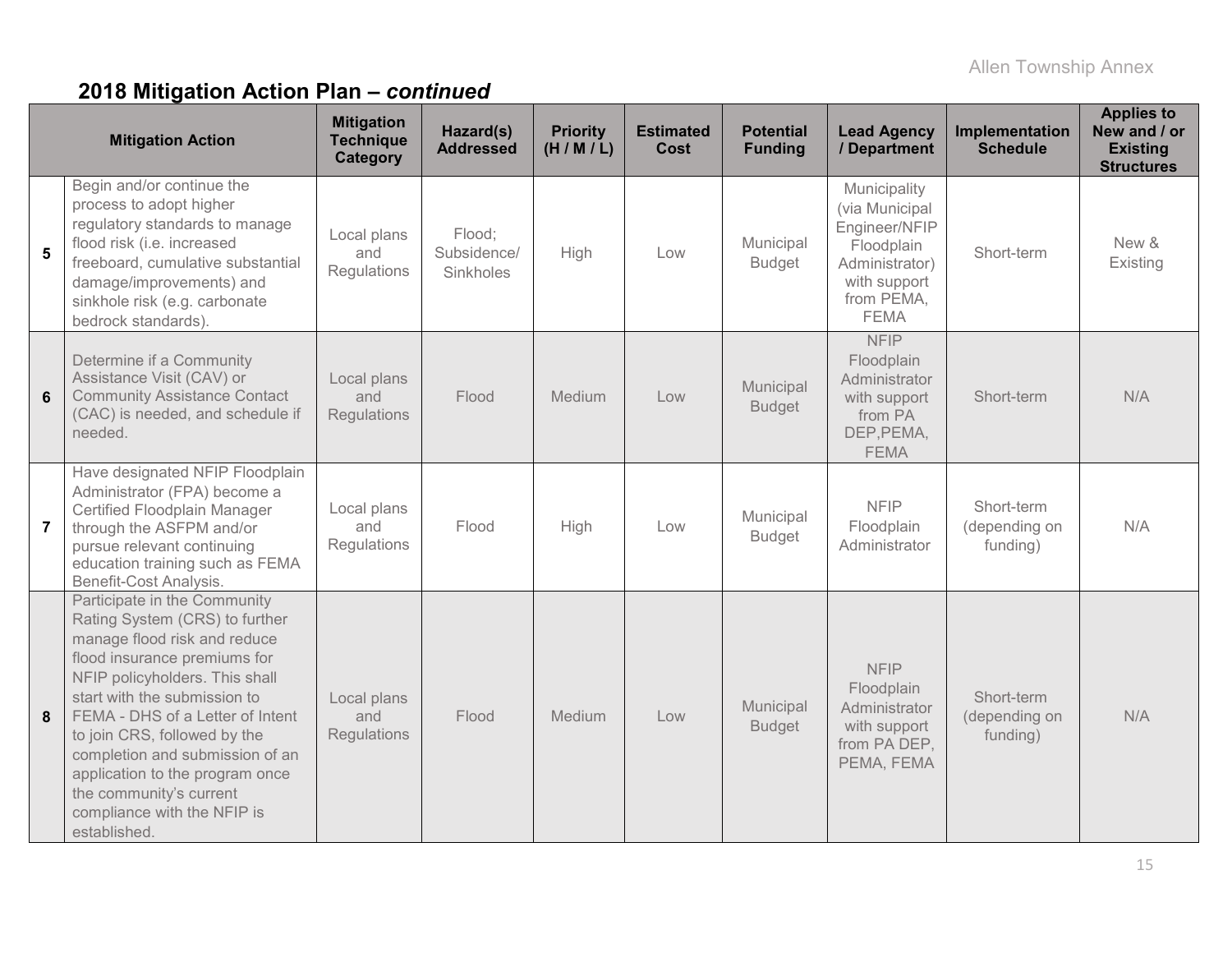## 2018 Mitigation Action Plan – *continued*

| | Mitigation Action | Mitigation Technique Category | Hazard(s) Addressed | Priority (H / M / L) | Estimated Cost | Potential Funding | Lead Agency / Department | Implementation Schedule | Applies to New and / or Existing Structures |
|---|---|---|---|---|---|---|---|---|---|
| 5 | Begin and/or continue the process to adopt higher regulatory standards to manage flood risk (i.e. increased freeboard, cumulative substantial damage/improvements) and sinkhole risk (e.g. carbonate bedrock standards). | Local plans and Regulations | Flood; Subsidence/ Sinkholes | High | Low | Municipal Budget | Municipality (via Municipal Engineer/NFIP Floodplain Administrator) with support from PEMA, FEMA | Short-term | New & Existing |
| 6 | Determine if a Community Assistance Visit (CAV) or Community Assistance Contact (CAC) is needed, and schedule if needed. | Local plans and Regulations | Flood | Medium | Low | Municipal Budget | NFIP Floodplain Administrator with support from PA DEP,PEMA, FEMA | Short-term | N/A |
| 7 | Have designated NFIP Floodplain Administrator (FPA) become a Certified Floodplain Manager through the ASFPM and/or pursue relevant continuing education training such as FEMA Benefit-Cost Analysis. | Local plans and Regulations | Flood | High | Low | Municipal Budget | NFIP Floodplain Administrator | Short-term (depending on funding) | N/A |
| 8 | Participate in the Community Rating System (CRS) to further manage flood risk and reduce flood insurance premiums for NFIP policyholders. This shall start with the submission to FEMA - DHS of a Letter of Intent to join CRS, followed by the completion and submission of an application to the program once the community's current compliance with the NFIP is established. | Local plans and Regulations | Flood | Medium | Low | Municipal Budget | NFIP Floodplain Administrator with support from PA DEP, PEMA, FEMA | Short-term (depending on funding) | N/A |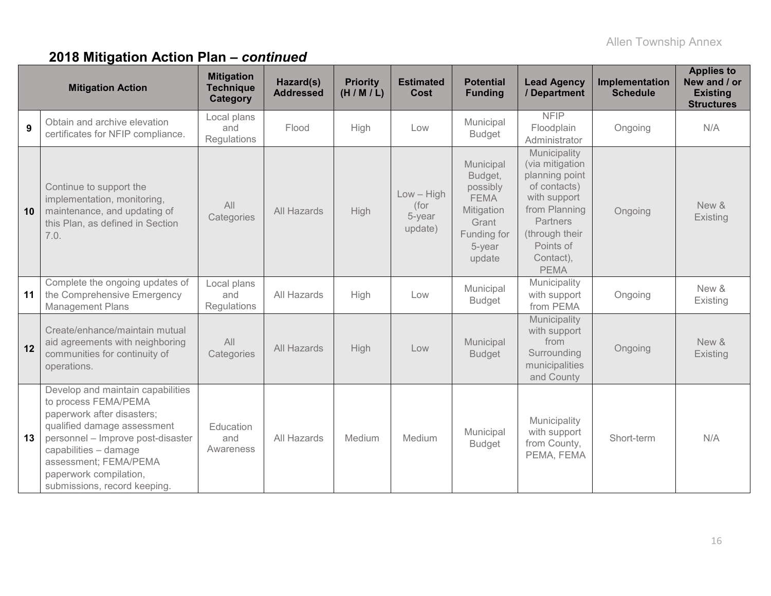## 2018 Mitigation Action Plan – *continued*

| | Mitigation Action | Mitigation Technique Category | Hazard(s) Addressed | Priority (H / M / L) | Estimated Cost | Potential Funding | Lead Agency / Department | Implementation Schedule | Applies to New and / or Existing Structures |
|---|---|---|---|---|---|---|---|---|---|
| 9 | Obtain and archive elevation certificates for NFIP compliance. | Local plans and Regulations | Flood | High | Low | Municipal Budget | NFIP Floodplain Administrator | Ongoing | N/A |
| 10 | Continue to support the implementation, monitoring, maintenance, and updating of this Plan, as defined in Section 7.0. | All Categories | All Hazards | High | Low – High (for 5-year update) | Municipal Budget, possibly FEMA Mitigation Grant Funding for 5-year update | Municipality (via mitigation planning point of contacts) with support from Planning Partners (through their Points of Contact), PEMA | Ongoing | New & Existing |
| 11 | Complete the ongoing updates of the Comprehensive Emergency Management Plans | Local plans and Regulations | All Hazards | High | Low | Municipal Budget | Municipality with support from PEMA | Ongoing | New & Existing |
| 12 | Create/enhance/maintain mutual aid agreements with neighboring communities for continuity of operations. | All Categories | All Hazards | High | Low | Municipal Budget | Municipality with support from Surrounding municipalities and County | Ongoing | New & Existing |
| 13 | Develop and maintain capabilities to process FEMA/PEMA paperwork after disasters; qualified damage assessment personnel – Improve post-disaster capabilities – damage assessment; FEMA/PEMA paperwork compilation, submissions, record keeping. | Education and Awareness | All Hazards | Medium | Medium | Municipal Budget | Municipality with support from County, PEMA, FEMA | Short-term | N/A |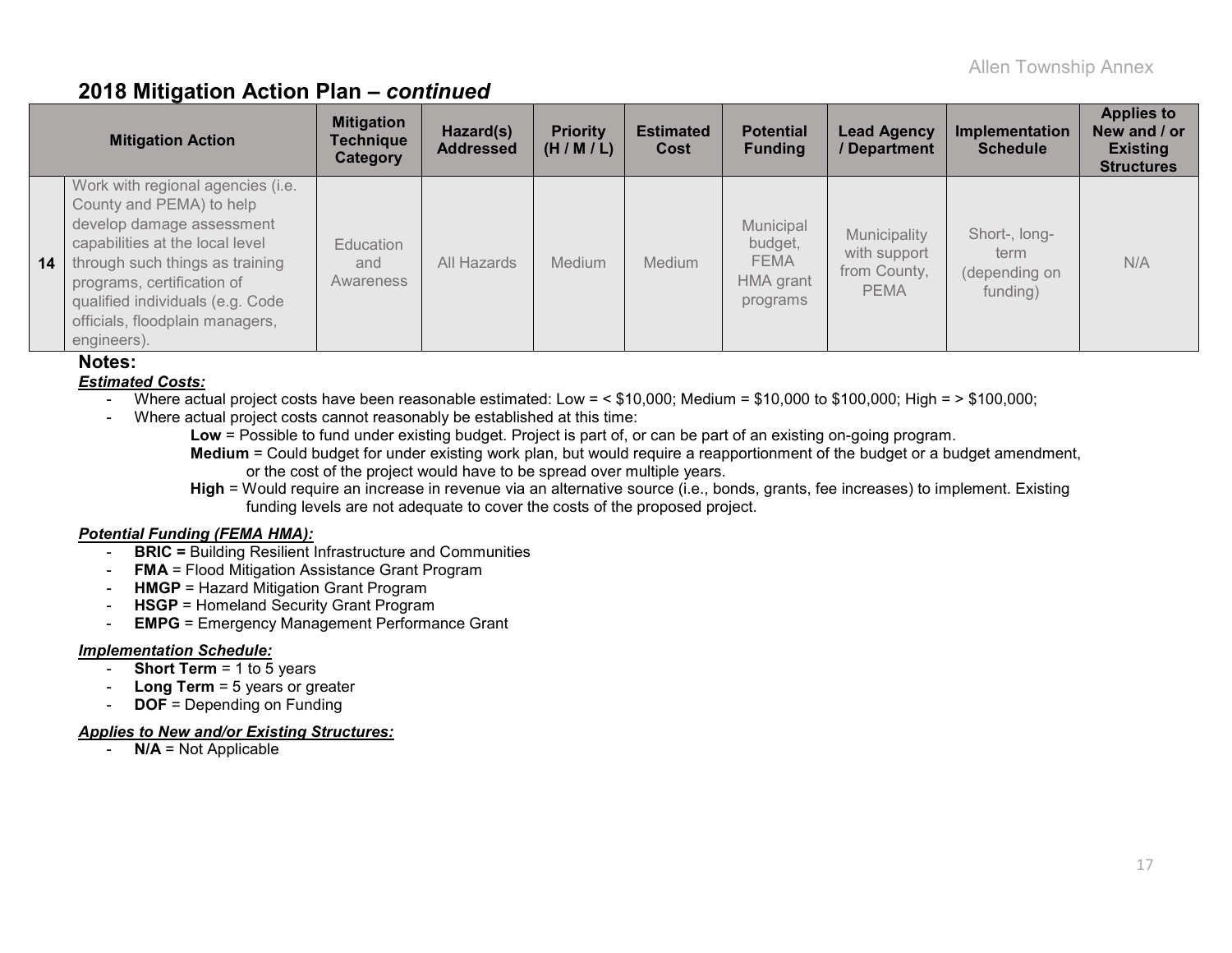## 2018 Mitigation Action Plan – *continued*

| | Mitigation Action | Mitigation Technique Category | Hazard(s) Addressed | Priority (H / M / L) | Estimated Cost | Potential Funding | Lead Agency / Department | Implementation Schedule | Applies to New and / or Existing Structures |
|---|---|---|---|---|---|---|---|---|---|
| 14 | Work with regional agencies (i.e. County and PEMA) to help develop damage assessment capabilities at the local level through such things as training programs, certification of qualified individuals (e.g. Code officials, floodplain managers, engineers). | Education and Awareness | All Hazards | Medium | Medium | Municipal budget, FEMA HMA grant programs | Municipality with support from County, PEMA | Short-, long-term (depending on funding) | N/A |

**Notes:**

***Estimated Costs:***

- Where actual project costs have been reasonable estimated: Low = < $10,000; Medium = $10,000 to $100,000; High = > $100,000;
- Where actual project costs cannot reasonably be established at this time:
  - **Low** = Possible to fund under existing budget. Project is part of, or can be part of an existing on-going program.
  - **Medium** = Could budget for under existing work plan, but would require a reapportionment of the budget or a budget amendment, or the cost of the project would have to be spread over multiple years.
  - **High** = Would require an increase in revenue via an alternative source (i.e., bonds, grants, fee increases) to implement. Existing funding levels are not adequate to cover the costs of the proposed project.

***Potential Funding (FEMA HMA):***

- **BRIC =** Building Resilient Infrastructure and Communities
- **FMA** = Flood Mitigation Assistance Grant Program
- **HMGP** = Hazard Mitigation Grant Program
- **HSGP** = Homeland Security Grant Program
- **EMPG** = Emergency Management Performance Grant

***Implementation Schedule:***

- **Short Term** = 1 to 5 years
- **Long Term** = 5 years or greater
- **DOF** = Depending on Funding

***Applies to New and/or Existing Structures:***

- **N/A** = Not Applicable